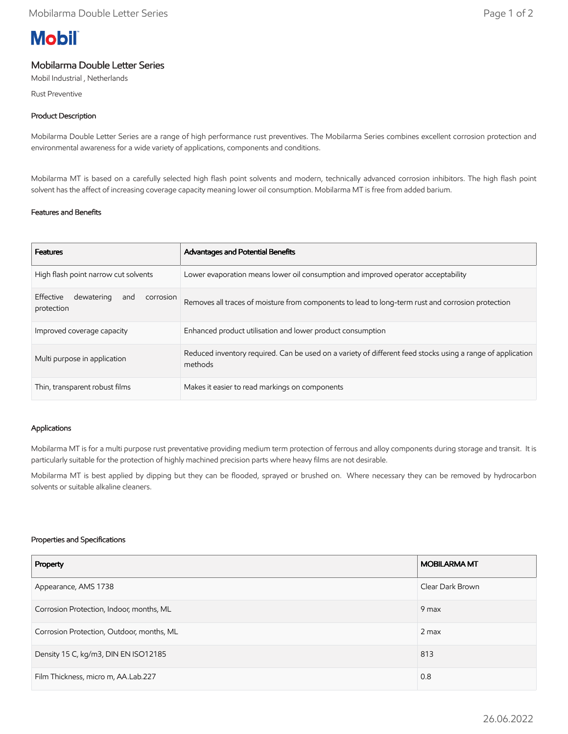# Mobil

## Mobilarma Double Letter Series

Mobil Industrial , Netherlands

Rust Preventive

### Product Description

Mobilarma Double Letter Series are a range of high performance rust preventives. The Mobilarma Series combines excellent corrosion protection and environmental awareness for a wide variety of applications, components and conditions.

Mobilarma MT is based on a carefully selected high flash point solvents and modern, technically advanced corrosion inhibitors. The high flash point solvent has the affect of increasing coverage capacity meaning lower oil consumption. Mobilarma MT is free from added barium.

### Features and Benefits

| Features | Advantages and Potential Benefits |
|---|---|
| High flash point narrow cut solvents | Lower evaporation means lower oil consumption and improved operator acceptability |
| Effective dewatering and corrosion protection | Removes all traces of moisture from components to lead to long-term rust and corrosion protection |
| Improved coverage capacity | Enhanced product utilisation and lower product consumption |
| Multi purpose in application | Reduced inventory required. Can be used on a variety of different feed stocks using a range of application methods |
| Thin, transparent robust films | Makes it easier to read markings on components |

### Applications

Mobilarma MT is for a multi purpose rust preventative providing medium term protection of ferrous and alloy components during storage and transit. It is particularly suitable for the protection of highly machined precision parts where heavy films are not desirable.

Mobilarma MT is best applied by dipping but they can be flooded, sprayed or brushed on. Where necessary they can be removed by hydrocarbon solvents or suitable alkaline cleaners.

### Properties and Specifications

| Property | MOBILARMA MT |
|---|---|
| Appearance, AMS 1738 | Clear Dark Brown |
| Corrosion Protection, Indoor, months, ML | 9 max |
| Corrosion Protection, Outdoor, months, ML | 2 max |
| Density 15 C, kg/m3, DIN EN ISO12185 | 813 |
| Film Thickness, micro m, AA.Lab.227 | 0.8 |

26.06.2022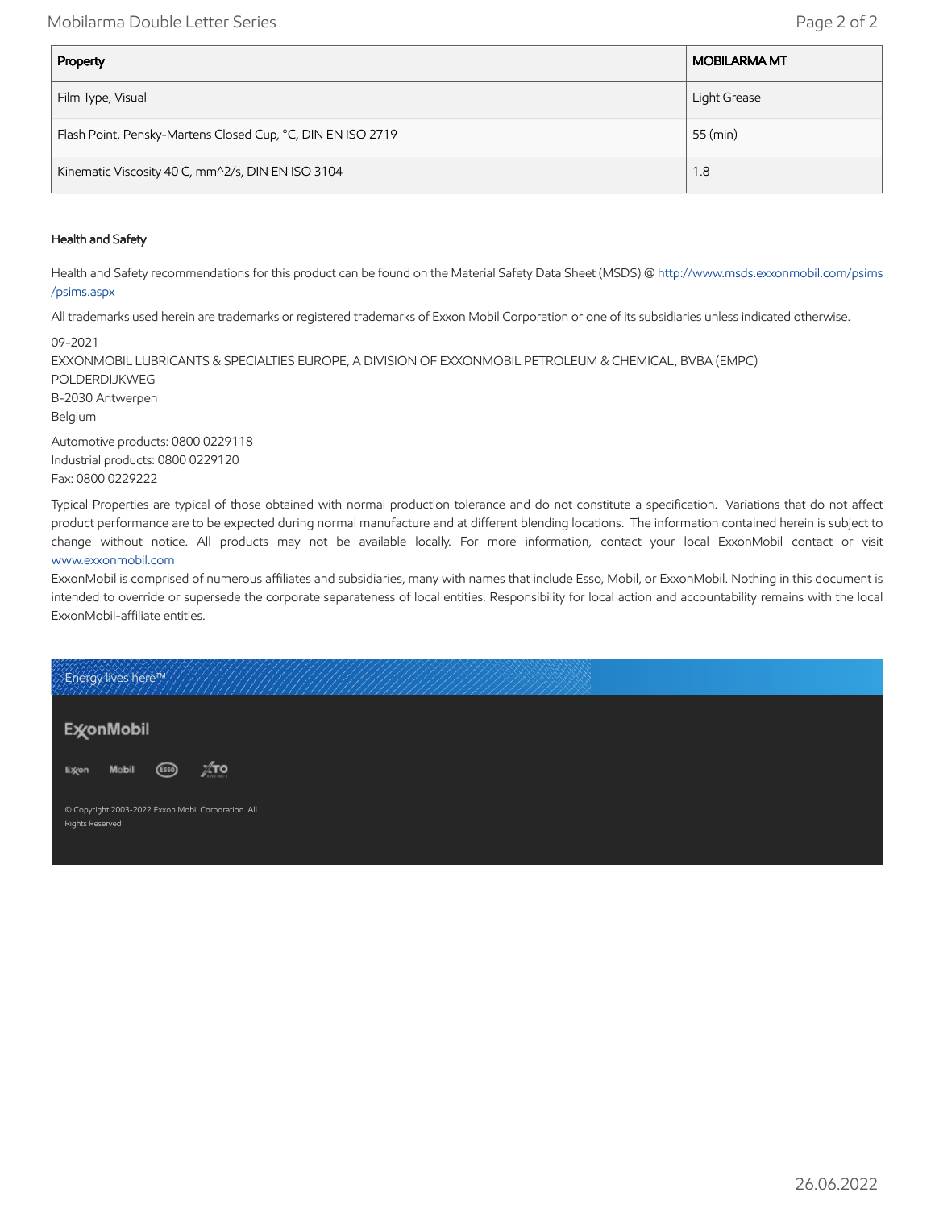| Property | MOBILARMA MT |
| --- | --- |
| Film Type, Visual | Light Grease |
| Flash Point, Pensky-Martens Closed Cup, °C, DIN EN ISO 2719 | 55 (min) |
| Kinematic Viscosity 40 C, mm^2/s, DIN EN ISO 3104 | 1.8 |

### Health and Safety

Health and Safety recommendations for this product can be found on the Material Safety Data Sheet (MSDS) @ http://www.msds.exxonmobil.com/psims/psims.aspx

All trademarks used herein are trademarks or registered trademarks of Exxon Mobil Corporation or one of its subsidiaries unless indicated otherwise.

09-2021
EXXONMOBIL LUBRICANTS & SPECIALTIES EUROPE, A DIVISION OF EXXONMOBIL PETROLEUM & CHEMICAL, BVBA (EMPC)
POLDERDIJKWEG
B-2030 Antwerpen
Belgium

Automotive products: 0800 0229118
Industrial products: 0800 0229120
Fax: 0800 0229222

Typical Properties are typical of those obtained with normal production tolerance and do not constitute a specification. Variations that do not affect product performance are to be expected during normal manufacture and at different blending locations. The information contained herein is subject to change without notice. All products may not be available locally. For more information, contact your local ExxonMobil contact or visit www.exxonmobil.com

ExxonMobil is comprised of numerous affiliates and subsidiaries, many with names that include Esso, Mobil, or ExxonMobil. Nothing in this document is intended to override or supersede the corporate separateness of local entities. Responsibility for local action and accountability remains with the local ExxonMobil-affiliate entities.

Energy lives here™

ExxonMobil

Exxon Mobil Esso XTO

© Copyright 2003-2022 Exxon Mobil Corporation. All Rights Reserved